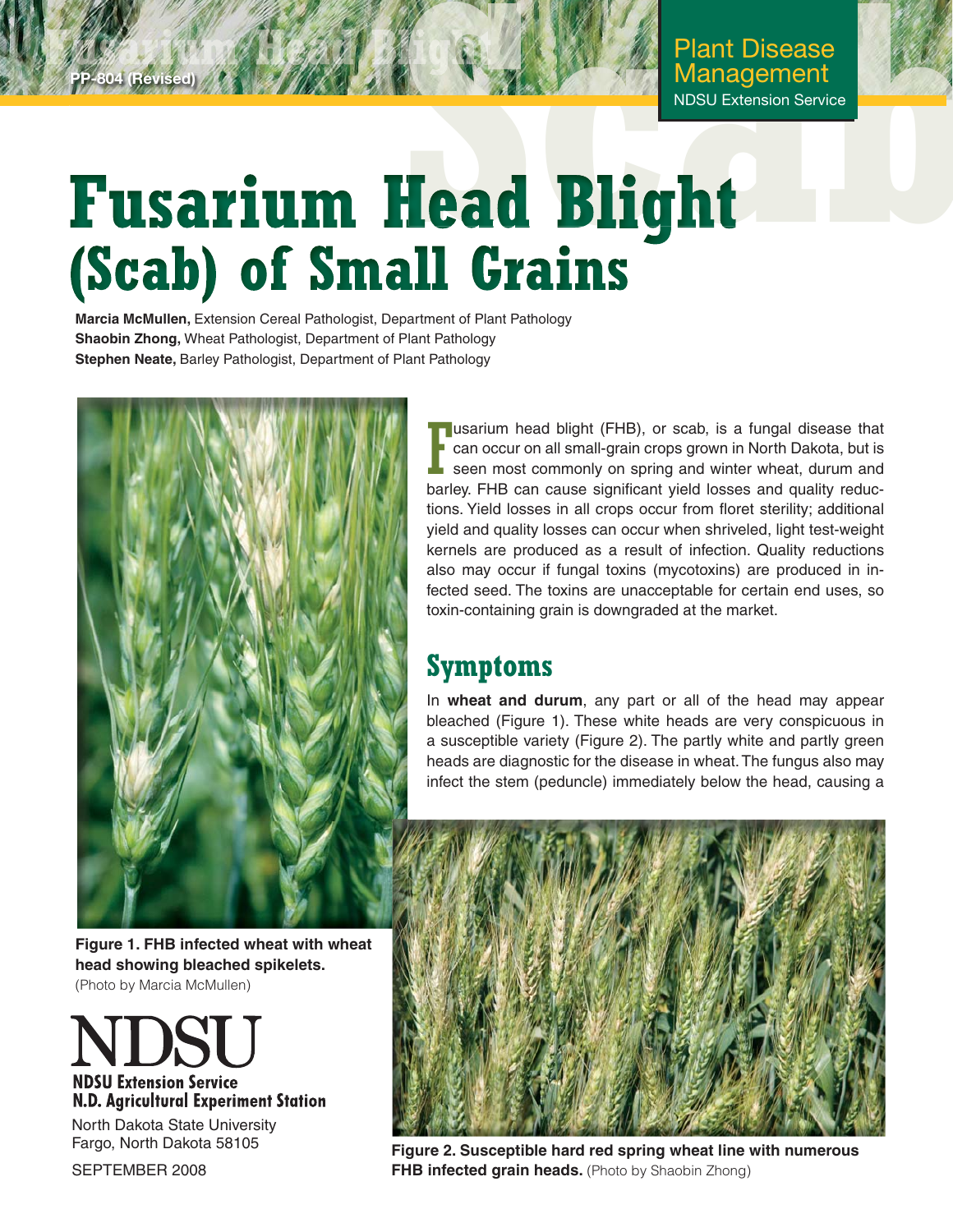PP-804 (Revised)

Plant Disease Management
NDSU Extension Service

# Fusarium Head Blight (Scab) of Small Grains

**Marcia McMullen,** Extension Cereal Pathologist, Department of Plant Pathology
**Shaobin Zhong,** Wheat Pathologist, Department of Plant Pathology
**Stephen Neate,** Barley Pathologist, Department of Plant Pathology

Fusarium head blight (FHB), or scab, is a fungal disease that can occur on all small-grain crops grown in North Dakota, but is seen most commonly on spring and winter wheat, durum and barley. FHB can cause significant yield losses and quality reductions. Yield losses in all crops occur from floret sterility; additional yield and quality losses can occur when shriveled, light test-weight kernels are produced as a result of infection. Quality reductions also may occur if fungal toxins (mycotoxins) are produced in infected seed. The toxins are unacceptable for certain end uses, so toxin-containing grain is downgraded at the market.

## Symptoms

In **wheat and durum**, any part or all of the head may appear bleached (Figure 1). These white heads are very conspicuous in a susceptible variety (Figure 2). The partly white and partly green heads are diagnostic for the disease in wheat. The fungus also may infect the stem (peduncle) immediately below the head, causing a

**Figure 1. FHB infected wheat with wheat head showing bleached spikelets.** (Photo by Marcia McMullen)

**Figure 2. Susceptible hard red spring wheat line with numerous FHB infected grain heads.** (Photo by Shaobin Zhong)

NDSU
NDSU Extension Service
N.D. Agricultural Experiment Station
North Dakota State University
Fargo, North Dakota 58105

SEPTEMBER 2008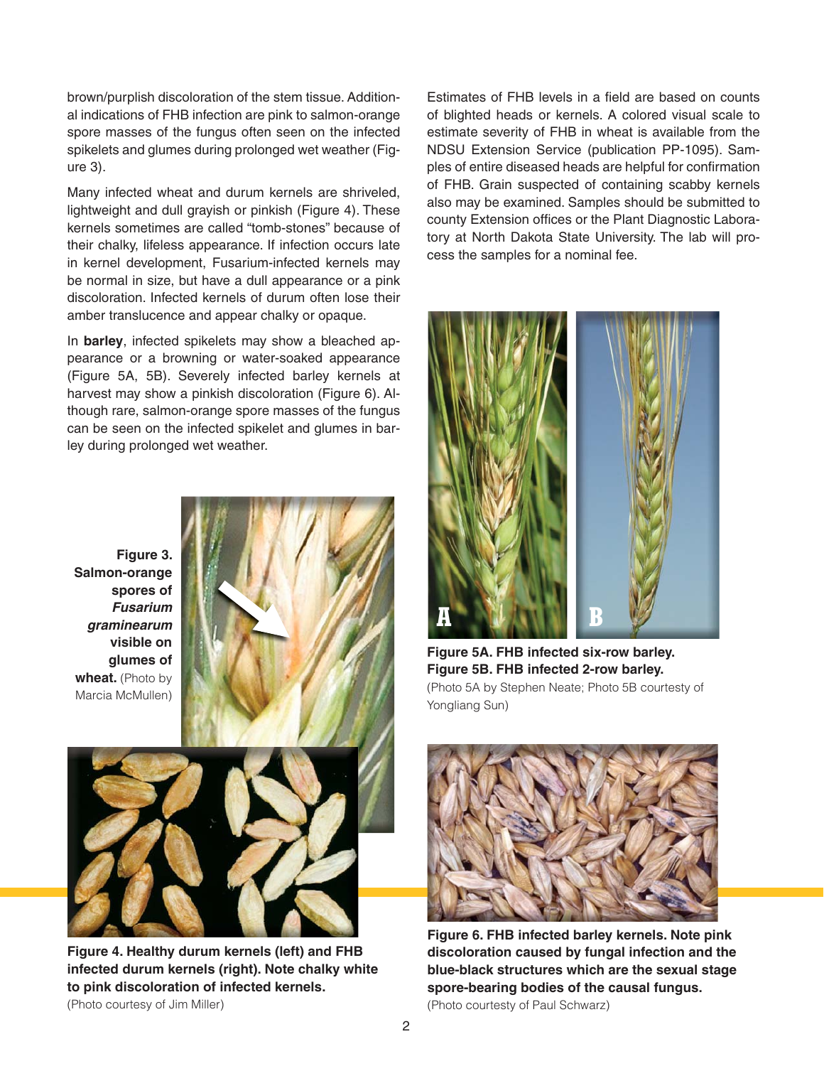brown/purplish discoloration of the stem tissue. Additional indications of FHB infection are pink to salmon-orange spore masses of the fungus often seen on the infected spikelets and glumes during prolonged wet weather (Figure 3).

Many infected wheat and durum kernels are shriveled, lightweight and dull grayish or pinkish (Figure 4). These kernels sometimes are called "tomb-stones" because of their chalky, lifeless appearance. If infection occurs late in kernel development, Fusarium-infected kernels may be normal in size, but have a dull appearance or a pink discoloration. Infected kernels of durum often lose their amber translucence and appear chalky or opaque.

In **barley**, infected spikelets may show a bleached appearance or a browning or water-soaked appearance (Figure 5A, 5B). Severely infected barley kernels at harvest may show a pinkish discoloration (Figure 6). Although rare, salmon-orange spore masses of the fungus can be seen on the infected spikelet and glumes in barley during prolonged wet weather.

**Figure 3. Salmon-orange spores of *Fusarium graminearum* visible on glumes of wheat.** (Photo by Marcia McMullen)

**Figure 4. Healthy durum kernels (left) and FHB infected durum kernels (right). Note chalky white to pink discoloration of infected kernels.**
(Photo courtesy of Jim Miller)

Estimates of FHB levels in a field are based on counts of blighted heads or kernels. A colored visual scale to estimate severity of FHB in wheat is available from the NDSU Extension Service (publication PP-1095). Samples of entire diseased heads are helpful for confirmation of FHB. Grain suspected of containing scabby kernels also may be examined. Samples should be submitted to county Extension offices or the Plant Diagnostic Laboratory at North Dakota State University. The lab will process the samples for a nominal fee.

**Figure 5A. FHB infected six-row barley.**
**Figure 5B. FHB infected 2-row barley.**
(Photo 5A by Stephen Neate; Photo 5B courtesy of Yongliang Sun)

**Figure 6. FHB infected barley kernels. Note pink discoloration caused by fungal infection and the blue-black structures which are the sexual stage spore-bearing bodies of the causal fungus.**
(Photo courtesy of Paul Schwarz)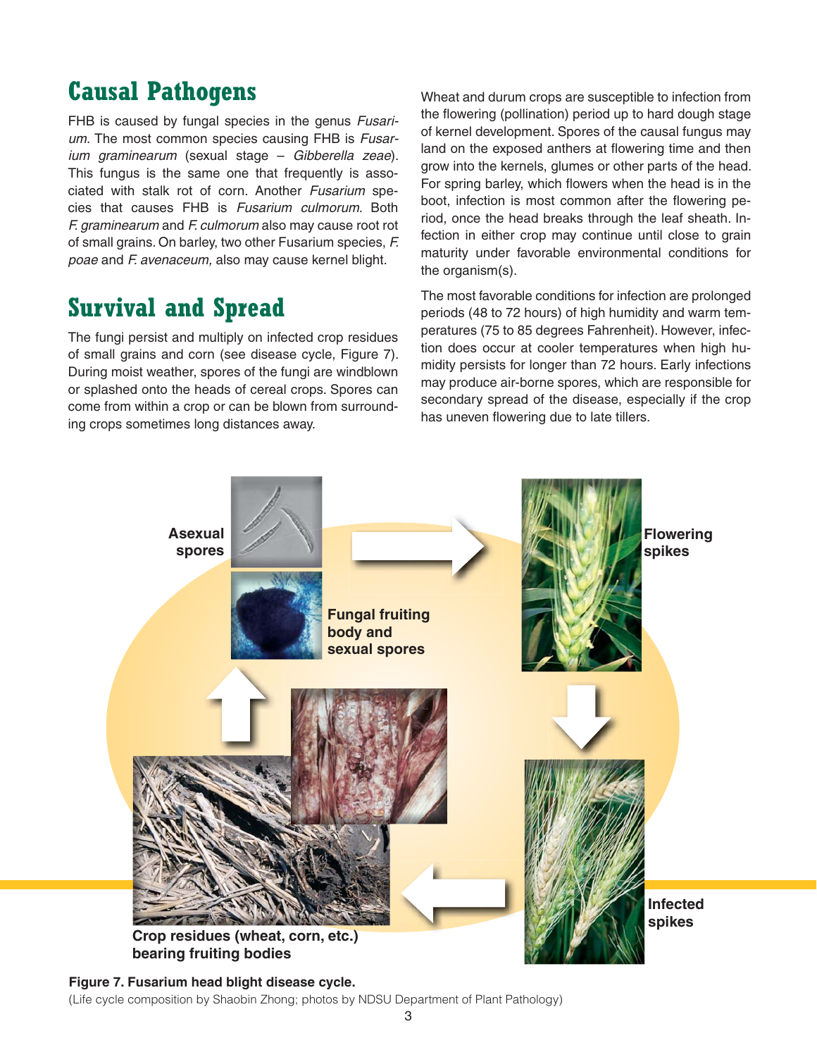## Causal Pathogens

FHB is caused by fungal species in the genus *Fusarium.* The most common species causing FHB is *Fusarium graminearum* (sexual stage – *Gibberella zeae*). This fungus is the same one that frequently is associated with stalk rot of corn. Another *Fusarium* species that causes FHB is *Fusarium culmorum*. Both *F. graminearum* and *F. culmorum* also may cause root rot of small grains. On barley, two other Fusarium species, *F. poae* and *F. avenaceum,* also may cause kernel blight.

## Survival and Spread

The fungi persist and multiply on infected crop residues of small grains and corn (see disease cycle, Figure 7). During moist weather, spores of the fungi are windblown or splashed onto the heads of cereal crops. Spores can come from within a crop or can be blown from surrounding crops sometimes long distances away.

Wheat and durum crops are susceptible to infection from the flowering (pollination) period up to hard dough stage of kernel development. Spores of the causal fungus may land on the exposed anthers at flowering time and then grow into the kernels, glumes or other parts of the head. For spring barley, which flowers when the head is in the boot, infection is most common after the flowering period, once the head breaks through the leaf sheath. Infection in either crop may continue until close to grain maturity under favorable environmental conditions for the organism(s).

The most favorable conditions for infection are prolonged periods (48 to 72 hours) of high humidity and warm temperatures (75 to 85 degrees Fahrenheit). However, infection does occur at cooler temperatures when high humidity persists for longer than 72 hours. Early infections may produce air-borne spores, which are responsible for secondary spread of the disease, especially if the crop has uneven flowering due to late tillers.

Asexual spores

Flowering spikes

Fungal fruiting body and sexual spores

Infected spikes

Crop residues (wheat, corn, etc.) bearing fruiting bodies

**Figure 7. Fusarium head blight disease cycle.**

(Life cycle composition by Shaobin Zhong; photos by NDSU Department of Plant Pathology)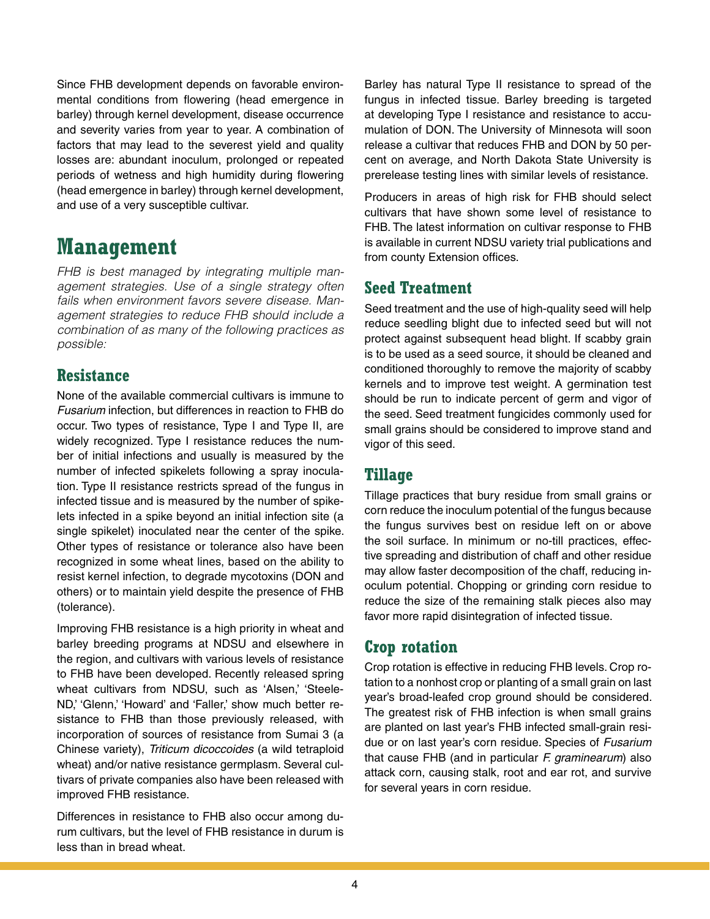Since FHB development depends on favorable environmental conditions from flowering (head emergence in barley) through kernel development, disease occurrence and severity varies from year to year. A combination of factors that may lead to the severest yield and quality losses are: abundant inoculum, prolonged or repeated periods of wetness and high humidity during flowering (head emergence in barley) through kernel development, and use of a very susceptible cultivar.

# Management

*FHB is best managed by integrating multiple management strategies. Use of a single strategy often fails when environment favors severe disease. Management strategies to reduce FHB should include a combination of as many of the following practices as possible:*

## Resistance

None of the available commercial cultivars is immune to *Fusarium* infection, but differences in reaction to FHB do occur. Two types of resistance, Type I and Type II, are widely recognized. Type I resistance reduces the number of initial infections and usually is measured by the number of infected spikelets following a spray inoculation. Type II resistance restricts spread of the fungus in infected tissue and is measured by the number of spikelets infected in a spike beyond an initial infection site (a single spikelet) inoculated near the center of the spike. Other types of resistance or tolerance also have been recognized in some wheat lines, based on the ability to resist kernel infection, to degrade mycotoxins (DON and others) or to maintain yield despite the presence of FHB (tolerance).

Improving FHB resistance is a high priority in wheat and barley breeding programs at NDSU and elsewhere in the region, and cultivars with various levels of resistance to FHB have been developed. Recently released spring wheat cultivars from NDSU, such as 'Alsen,' 'Steele-ND,' 'Glenn,' 'Howard' and 'Faller,' show much better resistance to FHB than those previously released, with incorporation of sources of resistance from Sumai 3 (a Chinese variety), *Triticum dicoccoides* (a wild tetraploid wheat) and/or native resistance germplasm. Several cultivars of private companies also have been released with improved FHB resistance.

Differences in resistance to FHB also occur among durum cultivars, but the level of FHB resistance in durum is less than in bread wheat.

Barley has natural Type II resistance to spread of the fungus in infected tissue. Barley breeding is targeted at developing Type I resistance and resistance to accumulation of DON. The University of Minnesota will soon release a cultivar that reduces FHB and DON by 50 percent on average, and North Dakota State University is prerelease testing lines with similar levels of resistance.

Producers in areas of high risk for FHB should select cultivars that have shown some level of resistance to FHB. The latest information on cultivar response to FHB is available in current NDSU variety trial publications and from county Extension offices.

## Seed Treatment

Seed treatment and the use of high-quality seed will help reduce seedling blight due to infected seed but will not protect against subsequent head blight. If scabby grain is to be used as a seed source, it should be cleaned and conditioned thoroughly to remove the majority of scabby kernels and to improve test weight. A germination test should be run to indicate percent of germ and vigor of the seed. Seed treatment fungicides commonly used for small grains should be considered to improve stand and vigor of this seed.

## Tillage

Tillage practices that bury residue from small grains or corn reduce the inoculum potential of the fungus because the fungus survives best on residue left on or above the soil surface. In minimum or no-till practices, effective spreading and distribution of chaff and other residue may allow faster decomposition of the chaff, reducing inoculum potential. Chopping or grinding corn residue to reduce the size of the remaining stalk pieces also may favor more rapid disintegration of infected tissue.

## Crop rotation

Crop rotation is effective in reducing FHB levels. Crop rotation to a nonhost crop or planting of a small grain on last year's broad-leafed crop ground should be considered. The greatest risk of FHB infection is when small grains are planted on last year's FHB infected small-grain residue or on last year's corn residue. Species of *Fusarium* that cause FHB (and in particular *F. graminearum*) also attack corn, causing stalk, root and ear rot, and survive for several years in corn residue.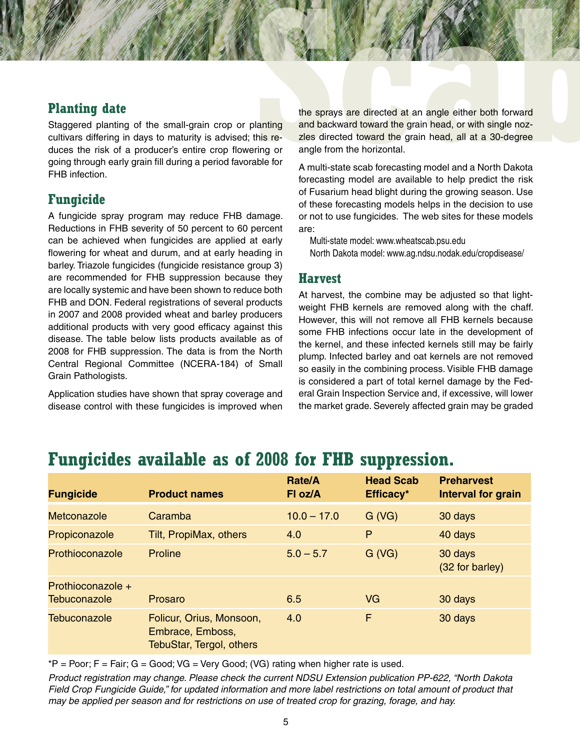## Planting date

Staggered planting of the small-grain crop or planting cultivars differing in days to maturity is advised; this reduces the risk of a producer's entire crop flowering or going through early grain fill during a period favorable for FHB infection.

## Fungicide

A fungicide spray program may reduce FHB damage. Reductions in FHB severity of 50 percent to 60 percent can be achieved when fungicides are applied at early flowering for wheat and durum, and at early heading in barley. Triazole fungicides (fungicide resistance group 3) are recommended for FHB suppression because they are locally systemic and have been shown to reduce both FHB and DON. Federal registrations of several products in 2007 and 2008 provided wheat and barley producers additional products with very good efficacy against this disease. The table below lists products available as of 2008 for FHB suppression. The data is from the North Central Regional Committee (NCERA-184) of Small Grain Pathologists.

Application studies have shown that spray coverage and disease control with these fungicides is improved when the sprays are directed at an angle either both forward and backward toward the grain head, or with single nozzles directed toward the grain head, all at a 30-degree angle from the horizontal.

A multi-state scab forecasting model and a North Dakota forecasting model are available to help predict the risk of Fusarium head blight during the growing season. Use of these forecasting models helps in the decision to use or not to use fungicides. The web sites for these models are:

Multi-state model: www.wheatscab.psu.edu
North Dakota model: www.ag.ndsu.nodak.edu/cropdisease/

## Harvest

At harvest, the combine may be adjusted so that lightweight FHB kernels are removed along with the chaff. However, this will not remove all FHB kernels because some FHB infections occur late in the development of the kernel, and these infected kernels still may be fairly plump. Infected barley and oat kernels are not removed so easily in the combining process. Visible FHB damage is considered a part of total kernel damage by the Federal Grain Inspection Service and, if excessive, will lower the market grade. Severely affected grain may be graded

## Fungicides available as of 2008 for FHB suppression.

| Fungicide | Product names | Rate/A Fl oz/A | Head Scab Efficacy* | Preharvest Interval for grain |
|---|---|---|---|---|
| Metconazole | Caramba | 10.0 – 17.0 | G (VG) | 30 days |
| Propiconazole | Tilt, PropiMax, others | 4.0 | P | 40 days |
| Prothioconazole | Proline | 5.0 – 5.7 | G (VG) | 30 days (32 for barley) |
| Prothioconazole + Tebuconazole | Prosaro | 6.5 | VG | 30 days |
| Tebuconazole | Folicur, Orius, Monsoon, Embrace, Emboss, TebuStar, Tergol, others | 4.0 | F | 30 days |

*P = Poor; F = Fair; G = Good; VG = Very Good; (VG) rating when higher rate is used.

*Product registration may change. Please check the current NDSU Extension publication PP-622, "North Dakota Field Crop Fungicide Guide," for updated information and more label restrictions on total amount of product that may be applied per season and for restrictions on use of treated crop for grazing, forage, and hay.*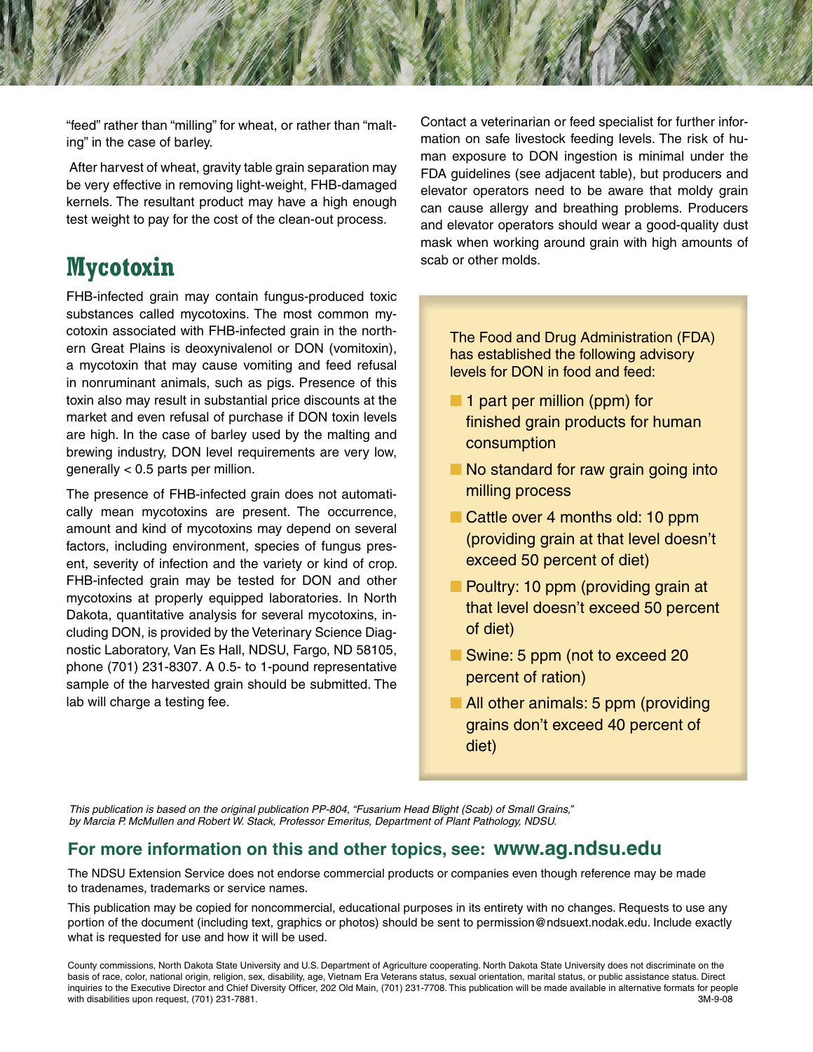"feed" rather than "milling" for wheat, or rather than "malting" in the case of barley.

After harvest of wheat, gravity table grain separation may be very effective in removing light-weight, FHB-damaged kernels. The resultant product may have a high enough test weight to pay for the cost of the clean-out process.

## Mycotoxin

FHB-infected grain may contain fungus-produced toxic substances called mycotoxins. The most common mycotoxin associated with FHB-infected grain in the northern Great Plains is deoxynivalenol or DON (vomitoxin), a mycotoxin that may cause vomiting and feed refusal in nonruminant animals, such as pigs. Presence of this toxin also may result in substantial price discounts at the market and even refusal of purchase if DON toxin levels are high. In the case of barley used by the malting and brewing industry, DON level requirements are very low, generally < 0.5 parts per million.

The presence of FHB-infected grain does not automatically mean mycotoxins are present. The occurrence, amount and kind of mycotoxins may depend on several factors, including environment, species of fungus present, severity of infection and the variety or kind of crop. FHB-infected grain may be tested for DON and other mycotoxins at properly equipped laboratories. In North Dakota, quantitative analysis for several mycotoxins, including DON, is provided by the Veterinary Science Diagnostic Laboratory, Van Es Hall, NDSU, Fargo, ND 58105, phone (701) 231-8307. A 0.5- to 1-pound representative sample of the harvested grain should be submitted. The lab will charge a testing fee.

Contact a veterinarian or feed specialist for further information on safe livestock feeding levels. The risk of human exposure to DON ingestion is minimal under the FDA guidelines (see adjacent table), but producers and elevator operators need to be aware that moldy grain can cause allergy and breathing problems. Producers and elevator operators should wear a good-quality dust mask when working around grain with high amounts of scab or other molds.

The Food and Drug Administration (FDA) has established the following advisory levels for DON in food and feed:

- 1 part per million (ppm) for finished grain products for human consumption
- No standard for raw grain going into milling process
- Cattle over 4 months old: 10 ppm (providing grain at that level doesn't exceed 50 percent of diet)
- Poultry: 10 ppm (providing grain at that level doesn't exceed 50 percent of diet)
- Swine: 5 ppm (not to exceed 20 percent of ration)
- All other animals: 5 ppm (providing grains don't exceed 40 percent of diet)

*This publication is based on the original publication PP-804, "Fusarium Head Blight (Scab) of Small Grains," by Marcia P. McMullen and Robert W. Stack, Professor Emeritus, Department of Plant Pathology, NDSU.*

**For more information on this and other topics, see: www.ag.ndsu.edu**

The NDSU Extension Service does not endorse commercial products or companies even though reference may be made to tradenames, trademarks or service names.

This publication may be copied for noncommercial, educational purposes in its entirety with no changes. Requests to use any portion of the document (including text, graphics or photos) should be sent to permission@ndsuext.nodak.edu. Include exactly what is requested for use and how it will be used.

County commissions, North Dakota State University and U.S. Department of Agriculture cooperating. North Dakota State University does not discriminate on the basis of race, color, national origin, religion, sex, disability, age, Vietnam Era Veterans status, sexual orientation, marital status, or public assistance status. Direct inquiries to the Executive Director and Chief Diversity Officer, 202 Old Main, (701) 231-7708. This publication will be made available in alternative formats for people with disabilities upon request, (701) 231-7881.

3M-9-08